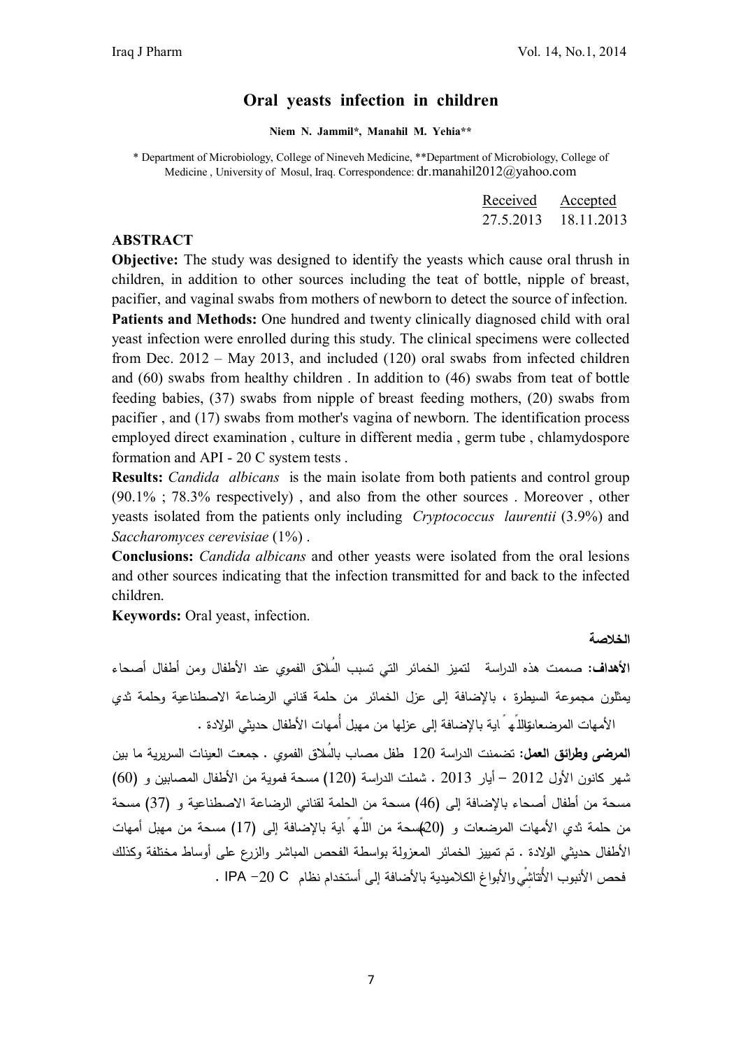# Oral yeasts infection in children

**Niem N. Jammil*, Manahil M. Yehia****

\* Department of Microbiology, College of Nineveh Medicine, **Department of Microbiology, College of Medicine , University of Mosul, Iraq. Correspondence: dr.manahil2012@yahoo.com

| Received | Accepted |
|---|---|
| 27.5.2013 | 18.11.2013 |

## ABSTRACT

**Objective:** The study was designed to identify the yeasts which cause oral thrush in children, in addition to other sources including the teat of bottle, nipple of breast, pacifier, and vaginal swabs from mothers of newborn to detect the source of infection.

**Patients and Methods:** One hundred and twenty clinically diagnosed child with oral yeast infection were enrolled during this study. The clinical specimens were collected from Dec. 2012 – May 2013, and included (120) oral swabs from infected children and (60) swabs from healthy children . In addition to (46) swabs from teat of bottle feeding babies, (37) swabs from nipple of breast feeding mothers, (20) swabs from pacifier , and (17) swabs from mother's vagina of newborn. The identification process employed direct examination , culture in different media , germ tube , chlamydospore formation and API - 20 C system tests .

**Results:** *Candida albicans* is the main isolate from both patients and control group (90.1% ; 78.3% respectively) , and also from the other sources . Moreover , other yeasts isolated from the patients only including *Cryptococcus laurentii* (3.9%) and *Saccharomyces cerevisiae* (1%) .

**Conclusions:** *Candida albicans* and other yeasts were isolated from the oral lesions and other sources indicating that the infection transmitted for and back to the infected children.

**Keywords:** Oral yeast, infection.

## الخلاصة

**الأهداف:** صممت هذه الدراسة لتميز الخمائر التي تسبب السُلاق الفموي عند الأطفال ومن أطفال أصحاء يمثلون مجموعة السيطرة ، بالإضافة إلى عزل الخمائر من حلمة قناني الرضاعة الاصطناعية وحلمة ثدي الأمهات المرضعات واللّهّاية بالإضافة إلى عزلها من مهبل أُمهات الأطفال حديثي الولادة .

**المرضى وطرائق العمل:** تضمنت الدراسة 120 طفل مصاب بالسُلاق الفموي . جمعت العينات السريرية ما بين شهر كانون الأول 2012 – أيار 2013 . شملت الدراسة (120) مسحة فموية من الأطفال المصابين و (60) مسحة من أطفال أصحاء بالإضافة إلى (46) مسحة من الحلمة لقناني الرضاعة الاصطناعية و (37) مسحة من حلمة ثدي الأمهات المرضعات و (20) مسحة من اللّهّاية بالإضافة إلى (17) مسحة من مهبل أمهات الأطفال حديثي الولادة . تم تمييز الخمائر المعزولة بواسطة الفحص المباشر والزرع على أوساط مختلفة وكذلك فحص الأنبوب الأُنتاشي والأبواغ الكلاميدية بالأضافة إلى أستخدام نظام IPA –20 C .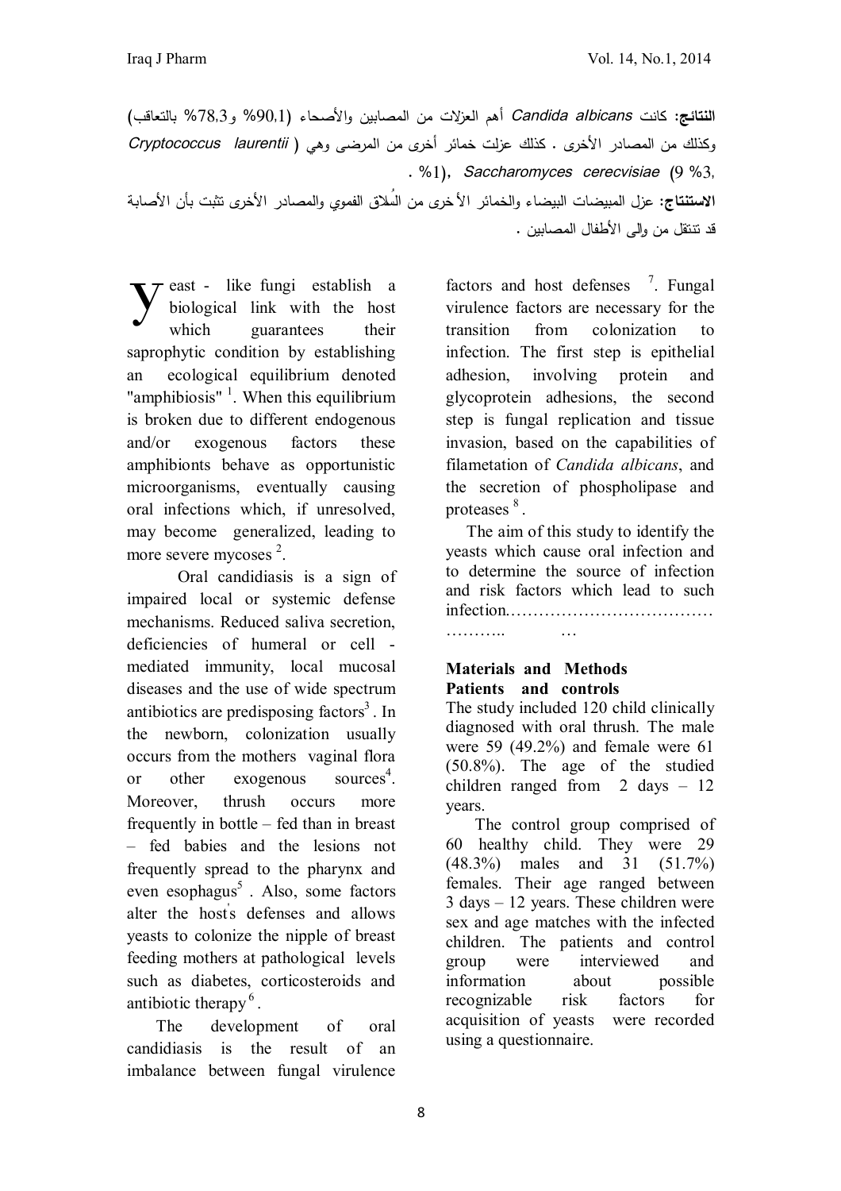**النتائج:** كانت *Candida albicans* أهم العزلات من المصابين والأصحاء (90,1% و78,3% بالتعاقب) وكذلك من المصادر الأخرى . كذلك عزلت خمائر أخرى من المرضى وهي ( *Cryptococcus laurentii* (9 %3, *Saccharomyces cerecvisiae* ,(1% .

**الاستنتاج:** عزل المبيضات البيضاء والخمائر الأخرى من السُلاق الفموي والمصادر الأخرى تثبت بأن الأصابة قد تنتقل من والى الأطفال المصابين .

Yeast - like fungi establish a biological link with the host which guarantees their saprophytic condition by establishing an ecological equilibrium denoted "amphibiosis" [1]. When this equilibrium is broken due to different endogenous and/or exogenous factors these amphibionts behave as opportunistic microorganisms, eventually causing oral infections which, if unresolved, may become generalized, leading to more severe mycoses [2].

Oral candidiasis is a sign of impaired local or systemic defense mechanisms. Reduced saliva secretion, deficiencies of humeral or cell - mediated immunity, local mucosal diseases and the use of wide spectrum antibiotics are predisposing factors[3]. In the newborn, colonization usually occurs from the mothers vaginal flora or other exogenous sources[4]. Moreover, thrush occurs more frequently in bottle – fed than in breast – fed babies and the lesions not frequently spread to the pharynx and even esophagus[5]. Also, some factors alter the host's defenses and allows yeasts to colonize the nipple of breast feeding mothers at pathological levels such as diabetes, corticosteroids and antibiotic therapy[6].

The development of oral candidiasis is the result of an imbalance between fungal virulence factors and host defenses [7]. Fungal virulence factors are necessary for the transition from colonization to infection. The first step is epithelial adhesion, involving protein and glycoprotein adhesions, the second step is fungal replication and tissue invasion, based on the capabilities of filametation of *Candida albicans*, and the secretion of phospholipase and proteases [8].

The aim of this study to identify the yeasts which cause oral infection and to determine the source of infection and risk factors which lead to such infection.………………………………… ……….. …

## Materials and Methods

### Patients and controls

The study included 120 child clinically diagnosed with oral thrush. The male were 59 (49.2%) and female were 61 (50.8%). The age of the studied children ranged from 2 days – 12 years.

The control group comprised of 60 healthy child. They were 29 (48.3%) males and 31 (51.7%) females. Their age ranged between 3 days – 12 years. These children were sex and age matches with the infected children. The patients and control group were interviewed and information about possible recognizable risk factors for acquisition of yeasts were recorded using a questionnaire.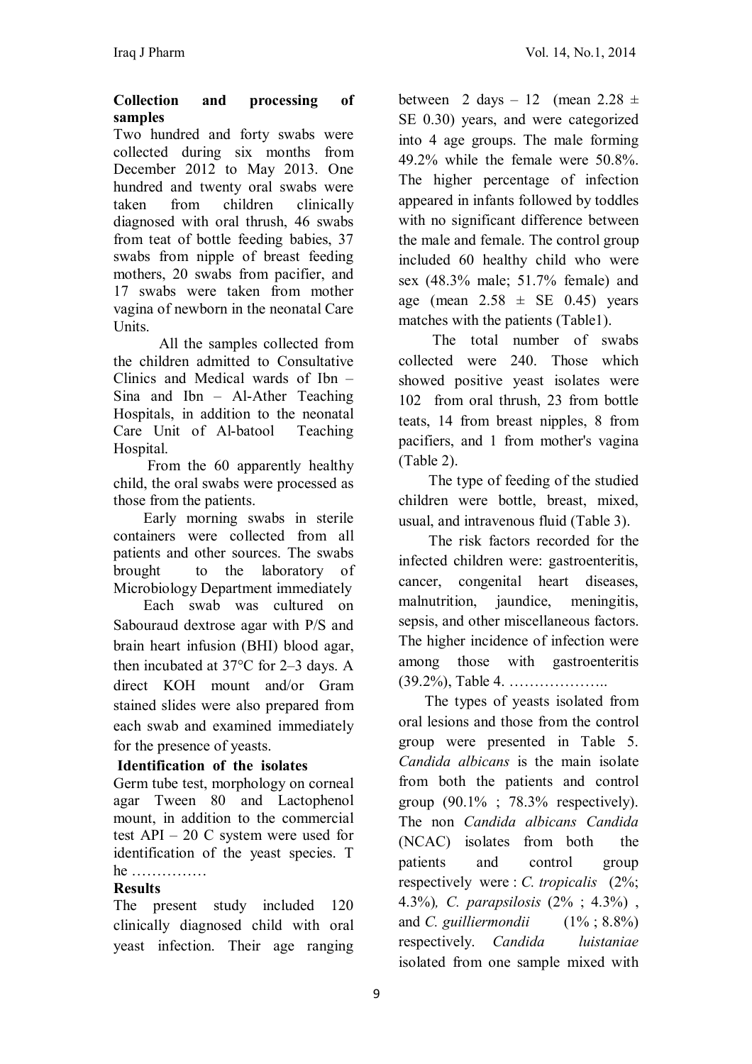**Collection and processing of samples**

Two hundred and forty swabs were collected during six months from December 2012 to May 2013. One hundred and twenty oral swabs were taken from children clinically diagnosed with oral thrush, 46 swabs from teat of bottle feeding babies, 37 swabs from nipple of breast feeding mothers, 20 swabs from pacifier, and 17 swabs were taken from mother vagina of newborn in the neonatal Care Units.

All the samples collected from the children admitted to Consultative Clinics and Medical wards of Ibn – Sina and Ibn – Al-Ather Teaching Hospitals, in addition to the neonatal Care Unit of Al-batool Teaching Hospital.

From the 60 apparently healthy child, the oral swabs were processed as those from the patients.

Early morning swabs in sterile containers were collected from all patients and other sources. The swabs brought to the laboratory of Microbiology Department immediately

Each swab was cultured on Sabouraud dextrose agar with P/S and brain heart infusion (BHI) blood agar, then incubated at 37°C for 2–3 days. A direct KOH mount and/or Gram stained slides were also prepared from each swab and examined immediately for the presence of yeasts.

**Identification of the isolates**

Germ tube test, morphology on corneal agar Tween 80 and Lactophenol mount, in addition to the commercial test API – 20 C system were used for identification of the yeast species. T he ……………

**Results**

The present study included 120 clinically diagnosed child with oral yeast infection. Their age ranging between 2 days – 12 (mean 2.28 ± SE 0.30) years, and were categorized into 4 age groups. The male forming 49.2% while the female were 50.8%. The higher percentage of infection appeared in infants followed by toddles with no significant difference between the male and female. The control group included 60 healthy child who were sex (48.3% male; 51.7% female) and age (mean 2.58 ± SE 0.45) years matches with the patients (Table1).

The total number of swabs collected were 240. Those which showed positive yeast isolates were 102 from oral thrush, 23 from bottle teats, 14 from breast nipples, 8 from pacifiers, and 1 from mother's vagina (Table 2).

The type of feeding of the studied children were bottle, breast, mixed, usual, and intravenous fluid (Table 3).

The risk factors recorded for the infected children were: gastroenteritis, cancer, congenital heart diseases, malnutrition, jaundice, meningitis, sepsis, and other miscellaneous factors. The higher incidence of infection were among those with gastroenteritis (39.2%), Table 4. ………………..

The types of yeasts isolated from oral lesions and those from the control group were presented in Table 5. *Candida albicans* is the main isolate from both the patients and control group (90.1% ; 78.3% respectively). The non *Candida albicans Candida* (NCAC) isolates from both the patients and control group respectively were : *C. tropicalis* (2%; 4.3%)*, C. parapsilosis* (2% ; 4.3%) , and *C. guilliermondii* (1% ; 8.8%) respectively. *Candida luistaniae* isolated from one sample mixed with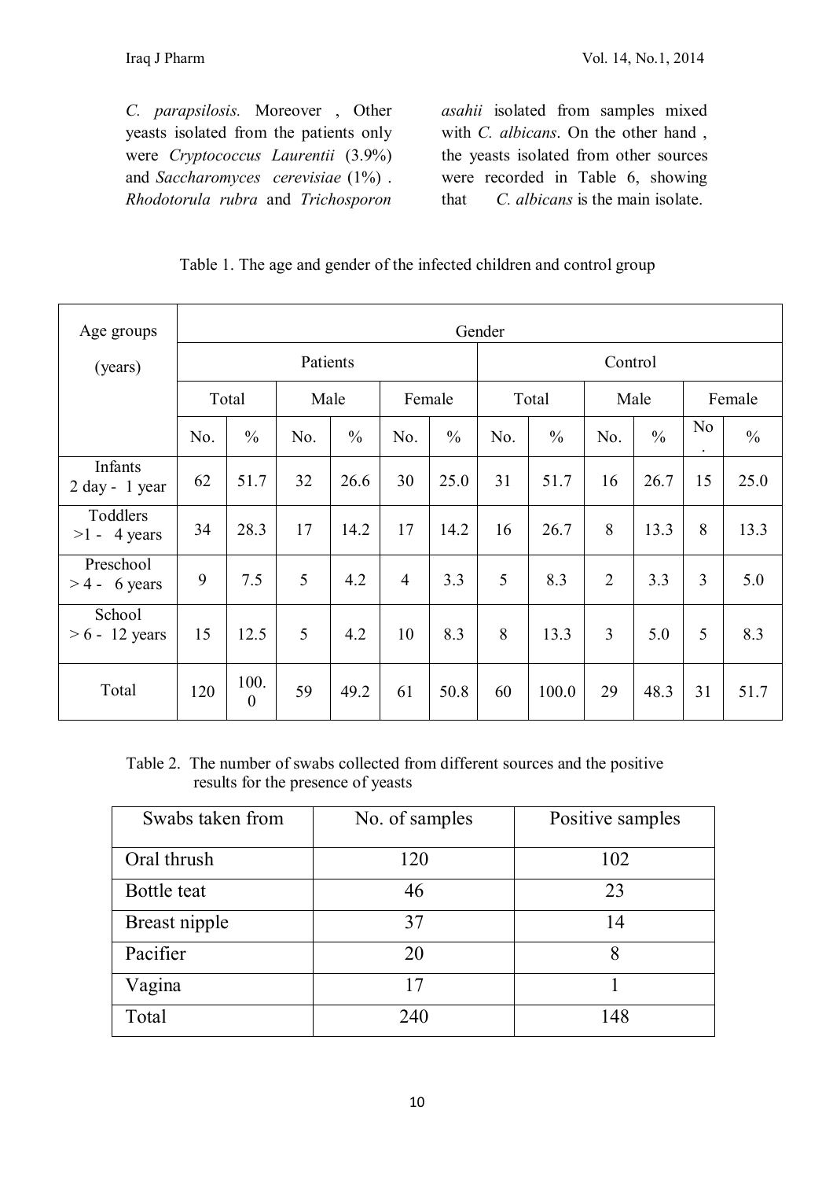*C. parapsilosis.* Moreover , Other yeasts isolated from the patients only were *Cryptococcus Laurentii* (3.9%) and *Saccharomyces cerevisiae* (1%) . *Rhodotorula rubra* and *Trichosporon asahii* isolated from samples mixed with *C. albicans*. On the other hand , the yeasts isolated from other sources were recorded in Table 6, showing that *C. albicans* is the main isolate.

Table 1. The age and gender of the infected children and control group

| Age groups (years) | Gender | | | | | | | | | | | |
|---|---|---|---|---|---|---|---|---|---|---|---|---|
| | Patients | | | | | | Control | | | | | |
| | Total | | Male | | Female | | Total | | Male | | Female | |
| | No. | % | No. | % | No. | % | No. | % | No. | % | No. | % |
| Infants 2 day - 1 year | 62 | 51.7 | 32 | 26.6 | 30 | 25.0 | 31 | 51.7 | 16 | 26.7 | 15 | 25.0 |
| Toddlers >1 - 4 years | 34 | 28.3 | 17 | 14.2 | 17 | 14.2 | 16 | 26.7 | 8 | 13.3 | 8 | 13.3 |
| Preschool > 4 - 6 years | 9 | 7.5 | 5 | 4.2 | 4 | 3.3 | 5 | 8.3 | 2 | 3.3 | 3 | 5.0 |
| School > 6 - 12 years | 15 | 12.5 | 5 | 4.2 | 10 | 8.3 | 8 | 13.3 | 3 | 5.0 | 5 | 8.3 |
| Total | 120 | 100.0 | 59 | 49.2 | 61 | 50.8 | 60 | 100.0 | 29 | 48.3 | 31 | 51.7 |

Table 2. The number of swabs collected from different sources and the positive results for the presence of yeasts

| Swabs taken from | No. of samples | Positive samples |
|---|---|---|
| Oral thrush | 120 | 102 |
| Bottle teat | 46 | 23 |
| Breast nipple | 37 | 14 |
| Pacifier | 20 | 8 |
| Vagina | 17 | 1 |
| Total | 240 | 148 |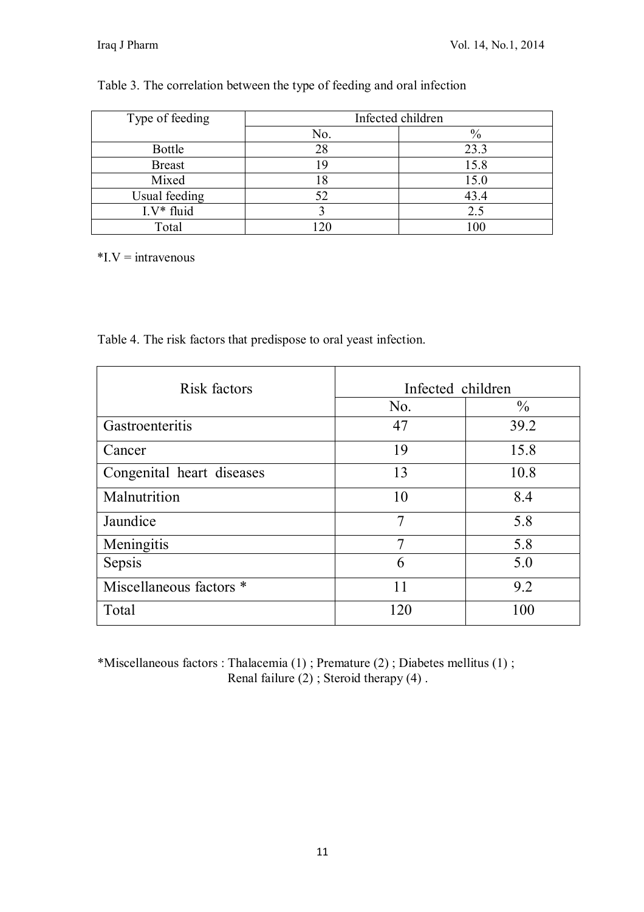Table 3. The correlation between the type of feeding and oral infection

| Type of feeding | Infected children | |
|---|---|---|
| | No. | % |
| Bottle | 28 | 23.3 |
| Breast | 19 | 15.8 |
| Mixed | 18 | 15.0 |
| Usual feeding | 52 | 43.4 |
| I.V* fluid | 3 | 2.5 |
| Total | 120 | 100 |

*I.V = intravenous

Table 4. The risk factors that predispose to oral yeast infection.

| Risk factors | Infected children | |
|---|---|---|
| | No. | % |
| Gastroenteritis | 47 | 39.2 |
| Cancer | 19 | 15.8 |
| Congenital heart diseases | 13 | 10.8 |
| Malnutrition | 10 | 8.4 |
| Jaundice | 7 | 5.8 |
| Meningitis | 7 | 5.8 |
| Sepsis | 6 | 5.0 |
| Miscellaneous factors * | 11 | 9.2 |
| Total | 120 | 100 |

*Miscellaneous factors : Thalacemia (1) ; Premature (2) ; Diabetes mellitus (1) ; Renal failure (2) ; Steroid therapy (4) .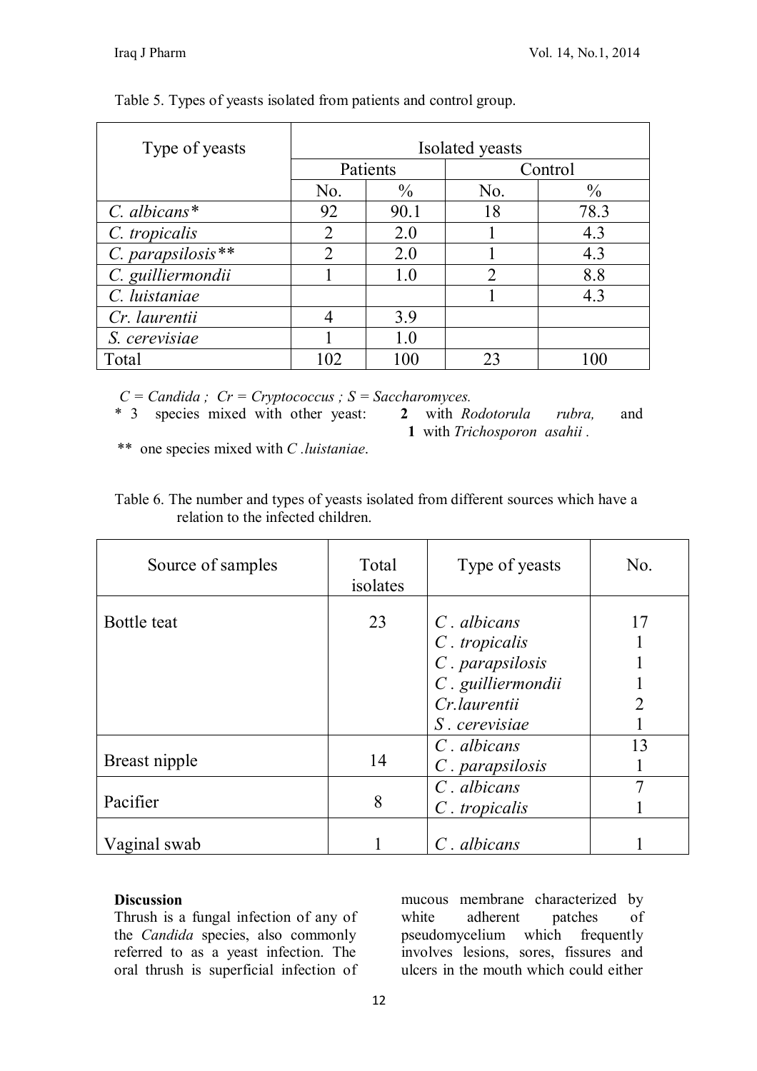Table 5. Types of yeasts isolated from patients and control group.

| Type of yeasts | Isolated yeasts | | | |
|---|---|---|---|---|
| | Patients | | Control | |
| | No. | % | No. | % |
| *C. albicans** | 92 | 90.1 | 18 | 78.3 |
| *C. tropicalis* | 2 | 2.0 | 1 | 4.3 |
| *C. parapsilosis*** | 2 | 2.0 | 1 | 4.3 |
| *C. guilliermondii* | 1 | 1.0 | 2 | 8.8 |
| *C. luistaniae* | | | 1 | 4.3 |
| *Cr. laurentii* | 4 | 3.9 | | |
| *S. cerevisiae* | 1 | 1.0 | | |
| Total | 102 | 100 | 23 | 100 |

*C = Candida ; Cr = Cryptococcus ; S = Saccharomyces.*

\* 3 species mixed with other yeast: **2** with *Rodotorula rubra,* and **1** with *Trichosporon asahii* .

\*\* one species mixed with *C .luistaniae*.

Table 6. The number and types of yeasts isolated from different sources which have a relation to the infected children.

| Source of samples | Total isolates | Type of yeasts | No. |
|---|---|---|---|
| Bottle teat | 23 | *C . albicans* | 17 |
| | | *C . tropicalis* | 1 |
| | | *C . parapsilosis* | 1 |
| | | *C . guilliermondii* | 1 |
| | | *Cr.laurentii* | 2 |
| | | *S . cerevisiae* | 1 |
| Breast nipple | 14 | *C . albicans* | 13 |
| | | *C . parapsilosis* | 1 |
| Pacifier | 8 | *C . albicans* | 7 |
| | | *C . tropicalis* | 1 |
| Vaginal swab | 1 | *C . albicans* | 1 |

**Discussion**

Thrush is a fungal infection of any of the *Candida* species, also commonly referred to as a yeast infection. The oral thrush is superficial infection of mucous membrane characterized by white adherent patches of pseudomycelium which frequently involves lesions, sores, fissures and ulcers in the mouth which could either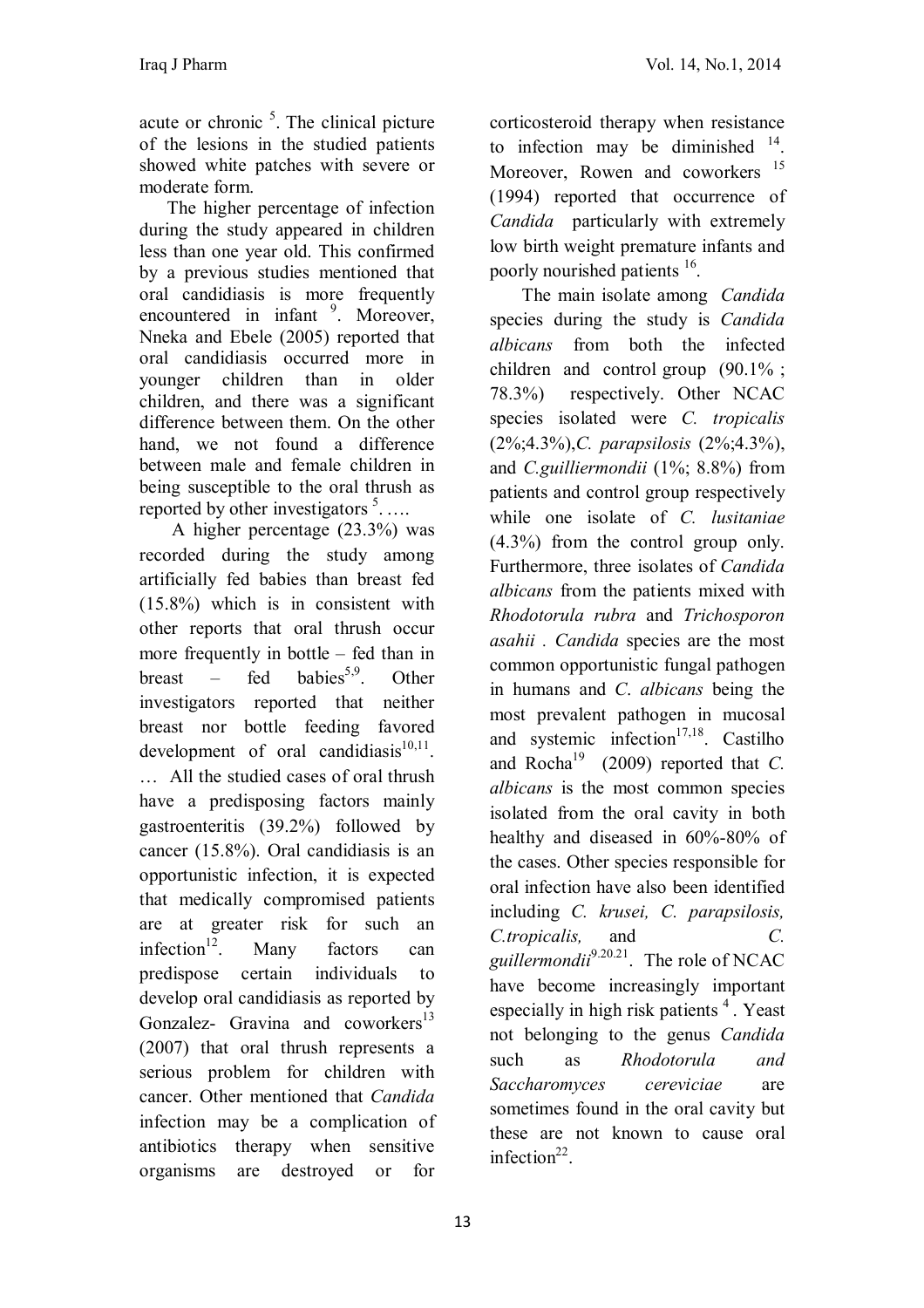acute or chronic [5]. The clinical picture of the lesions in the studied patients showed white patches with severe or moderate form.

The higher percentage of infection during the study appeared in children less than one year old. This confirmed by a previous studies mentioned that oral candidiasis is more frequently encountered in infant [9]. Moreover, Nneka and Ebele (2005) reported that oral candidiasis occurred more in younger children than in older children, and there was a significant difference between them. On the other hand, we not found a difference between male and female children in being susceptible to the oral thrush as reported by other investigators [5]. ….

A higher percentage (23.3%) was recorded during the study among artificially fed babies than breast fed (15.8%) which is in consistent with other reports that oral thrush occur more frequently in bottle – fed than in breast – fed babies[5,9]. Other investigators reported that neither breast nor bottle feeding favored development of oral candidiasis[10,11]. … All the studied cases of oral thrush have a predisposing factors mainly gastroenteritis (39.2%) followed by cancer (15.8%). Oral candidiasis is an opportunistic infection, it is expected that medically compromised patients are at greater risk for such an infection[12]. Many factors can predispose certain individuals to develop oral candidiasis as reported by Gonzalez- Gravina and coworkers[13] (2007) that oral thrush represents a serious problem for children with cancer. Other mentioned that *Candida* infection may be a complication of antibiotics therapy when sensitive organisms are destroyed or for corticosteroid therapy when resistance to infection may be diminished [14]. Moreover, Rowen and coworkers [15] (1994) reported that occurrence of *Candida* particularly with extremely low birth weight premature infants and poorly nourished patients [16].

The main isolate among *Candida* species during the study is *Candida albicans* from both the infected children and control group (90.1% ; 78.3%) respectively. Other NCAC species isolated were *C. tropicalis* (2%;4.3%),*C. parapsilosis* (2%;4.3%), and *C.guilliermondii* (1%; 8.8%) from patients and control group respectively while one isolate of *C. lusitaniae* (4.3%) from the control group only. Furthermore, three isolates of *Candida albicans* from the patients mixed with *Rhodotorula rubra* and *Trichosporon asahii* . *Candida* species are the most common opportunistic fungal pathogen in humans and *C*. *albicans* being the most prevalent pathogen in mucosal and systemic infection[17,18]. Castilho and Rocha[19] (2009) reported that *C. albicans* is the most common species isolated from the oral cavity in both healthy and diseased in 60%-80% of the cases. Other species responsible for oral infection have also been identified including *C. krusei, C. parapsilosis, C.tropicalis,* and *C. guillermondii*[9.20.21]. The role of NCAC have become increasingly important especially in high risk patients [4]. Yeast not belonging to the genus *Candida* such as *Rhodotorula and Saccharomyces cereviciae* are sometimes found in the oral cavity but these are not known to cause oral infection[22].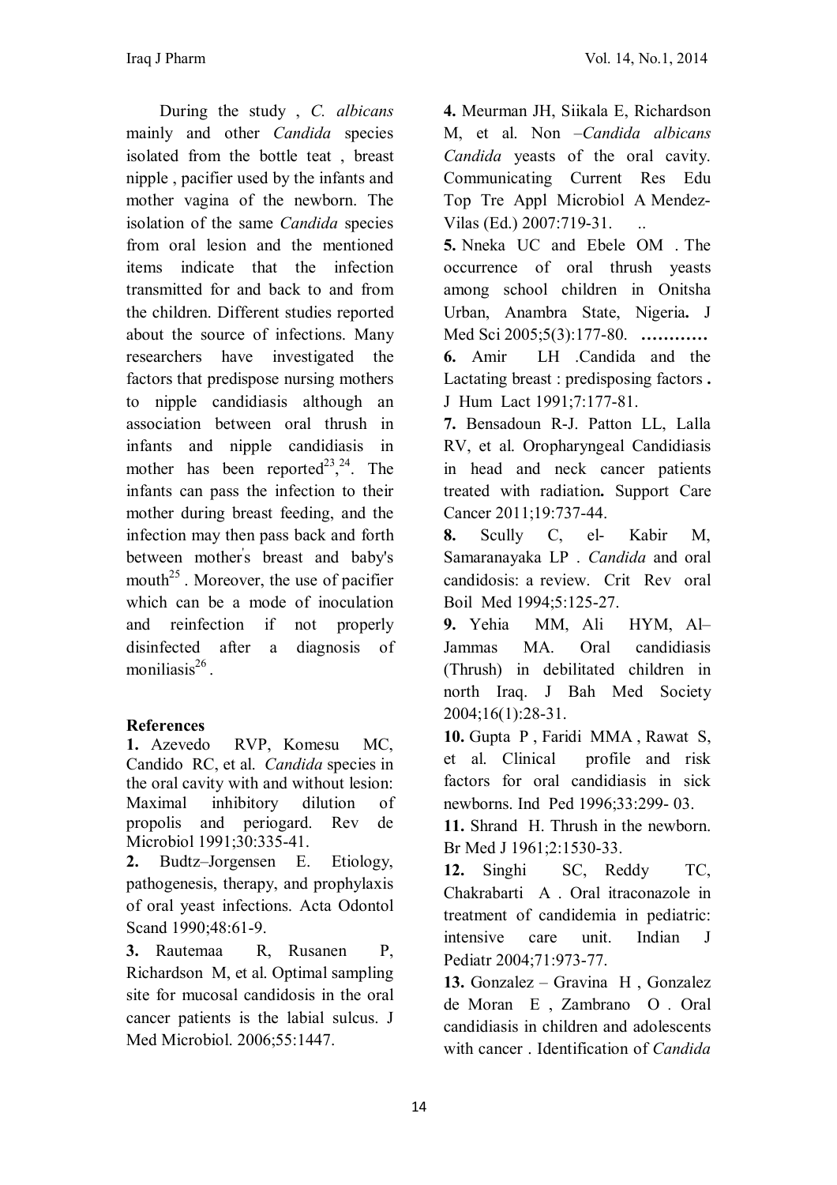During the study , *C. albicans* mainly and other *Candida* species isolated from the bottle teat , breast nipple , pacifier used by the infants and mother vagina of the newborn. The isolation of the same *Candida* species from oral lesion and the mentioned items indicate that the infection transmitted for and back to and from the children. Different studies reported about the source of infections. Many researchers have investigated the factors that predispose nursing mothers to nipple candidiasis although an association between oral thrush in infants and nipple candidiasis in mother has been reported[23],[24]. The infants can pass the infection to their mother during breast feeding, and the infection may then pass back and forth between mother's breast and baby's mouth[25] . Moreover, the use of pacifier which can be a mode of inoculation and reinfection if not properly disinfected after a diagnosis of moniliasis[26] .

## References

**1.** Azevedo RVP, Komesu MC, Candido RC, et al. *Candida* species in the oral cavity with and without lesion: Maximal inhibitory dilution of propolis and periogard. Rev de Microbiol 1991;30:335-41.

**2.** Budtz–Jorgensen E. Etiology, pathogenesis, therapy, and prophylaxis of oral yeast infections. Acta Odontol Scand 1990;48:61-9.

**3.** Rautemaa R, Rusanen P, Richardson M, et al. Optimal sampling site for mucosal candidosis in the oral cancer patients is the labial sulcus. J Med Microbiol. 2006;55:1447.

**4.** Meurman JH, Siikala E, Richardson M, et al. Non –*Candida albicans Candida* yeasts of the oral cavity. Communicating Current Res Edu Top Tre Appl Microbiol A Mendez-Vilas (Ed.) 2007:719-31. ..

**5.** Nneka UC and Ebele OM . The occurrence of oral thrush yeasts among school children in Onitsha Urban, Anambra State, Nigeria**.** J Med Sci 2005;5(3):177-80. **…………**

**6.** Amir LH .Candida and the Lactating breast : predisposing factors **.** J Hum Lact 1991;7:177-81.

**7.** Bensadoun R-J. Patton LL, Lalla RV, et al. Oropharyngeal Candidiasis in head and neck cancer patients treated with radiation**.** Support Care Cancer 2011;19:737-44.

**8.** Scully C, el- Kabir M, Samaranayaka LP . *Candida* and oral candidosis: a review. Crit Rev oral Boil Med 1994;5:125-27.

**9.** Yehia MM, Ali HYM, Al–Jammas MA. Oral candidiasis (Thrush) in debilitated children in north Iraq. J Bah Med Society 2004;16(1):28-31.

**10.** Gupta P , Faridi MMA , Rawat S, et al. Clinical profile and risk factors for oral candidiasis in sick newborns. Ind Ped 1996;33:299- 03.

**11.** Shrand H. Thrush in the newborn. Br Med J 1961;2:1530-33.

**12.** Singhi SC, Reddy TC, Chakrabarti A . Oral itraconazole in treatment of candidemia in pediatric: intensive care unit. Indian J Pediatr 2004;71:973-77.

**13.** Gonzalez – Gravina H , Gonzalez de Moran E , Zambrano O . Oral candidiasis in children and adolescents with cancer . Identification of *Candida*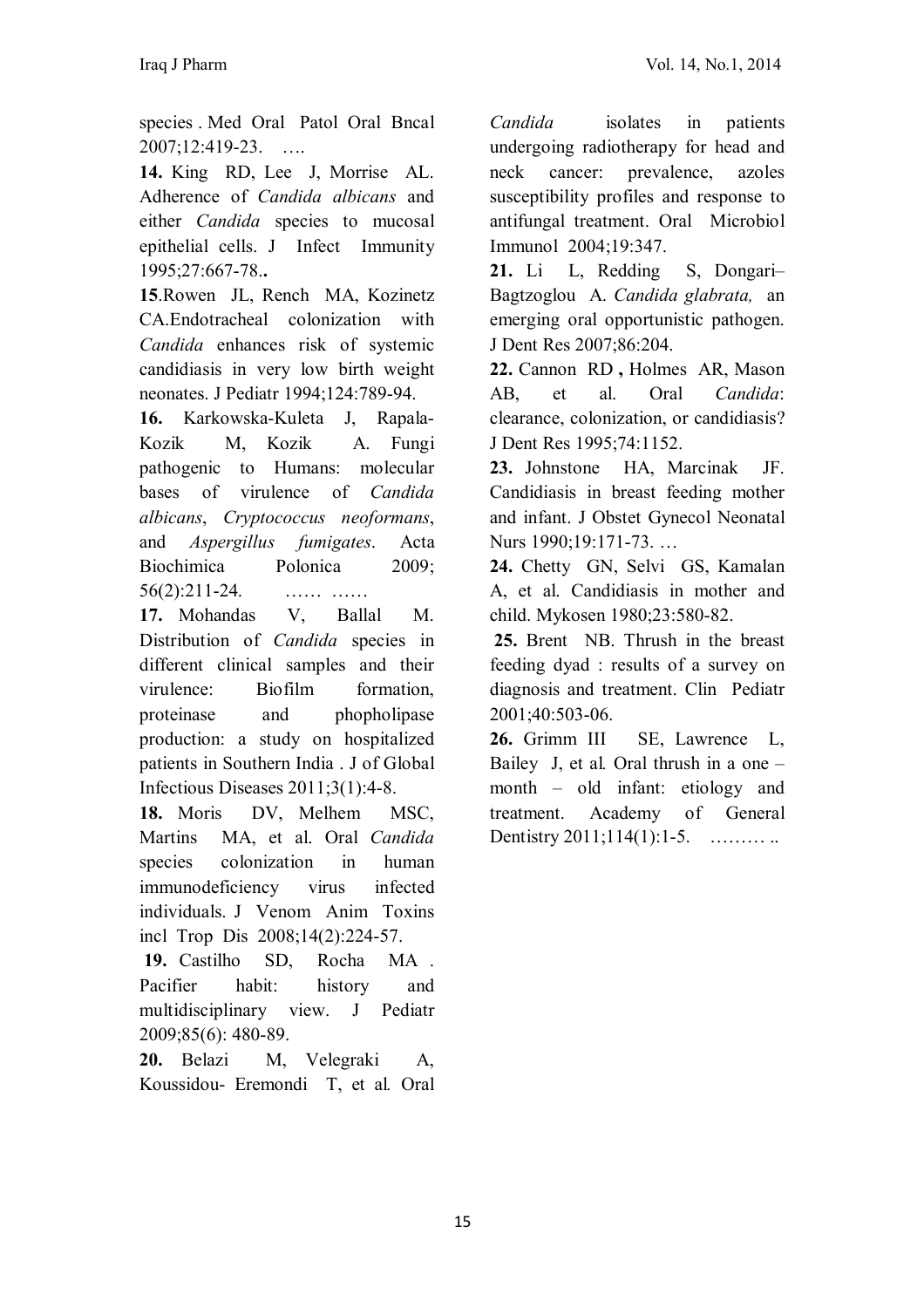species . Med Oral Patol Oral Bncal 2007;12:419-23. ….

**14.** King RD, Lee J, Morrise AL. Adherence of *Candida albicans* and either *Candida* species to mucosal epithelial cells. J Infect Immunity 1995;27:667-78**.**

**15**.Rowen JL, Rench MA, Kozinetz CA.Endotracheal colonization with *Candida* enhances risk of systemic candidiasis in very low birth weight neonates. J Pediatr 1994;124:789-94.

**16.** Karkowska-Kuleta J, Rapala-Kozik M, Kozik A. Fungi pathogenic to Humans: molecular bases of virulence of *Candida albicans*, *Cryptococcus neoformans*, and *Aspergillus fumigates*. Acta Biochimica Polonica 2009; 56(2):211-24. …… ……

**17.** Mohandas V, Ballal M. Distribution of *Candida* species in different clinical samples and their virulence: Biofilm formation, proteinase and phopholipase production: a study on hospitalized patients in Southern India . J of Global Infectious Diseases 2011;3(1):4-8.

**18.** Moris DV, Melhem MSC, Martins MA, et al. Oral *Candida* species colonization in human immunodeficiency virus infected individuals. J Venom Anim Toxins incl Trop Dis 2008;14(2):224-57.

**19.** Castilho SD, Rocha MA . Pacifier habit: history and multidisciplinary view. J Pediatr 2009;85(6): 480-89.

**20.** Belazi M, Velegraki A, Koussidou- Eremondi T, et al. Oral *Candida* isolates in patients undergoing radiotherapy for head and neck cancer: prevalence, azoles susceptibility profiles and response to antifungal treatment. Oral Microbiol Immunol 2004;19:347.

**21.** Li L, Redding S, Dongari–Bagtzoglou A. *Candida glabrata,* an emerging oral opportunistic pathogen. J Dent Res 2007;86:204.

**22.** Cannon RD **,** Holmes AR, Mason AB, et al. Oral *Candida*: clearance, colonization, or candidiasis? J Dent Res 1995;74:1152.

**23.** Johnstone HA, Marcinak JF. Candidiasis in breast feeding mother and infant. J Obstet Gynecol Neonatal Nurs 1990;19:171-73. …

**24.** Chetty GN, Selvi GS, Kamalan A, et al. Candidiasis in mother and child. Mykosen 1980;23:580-82.

**25.** Brent NB. Thrush in the breast feeding dyad : results of a survey on diagnosis and treatment. Clin Pediatr 2001;40:503-06.

**26.** Grimm III SE, Lawrence L, Bailey J, et al. Oral thrush in a one – month – old infant: etiology and treatment. Academy of General Dentistry 2011;114(1):1-5. ……… ..